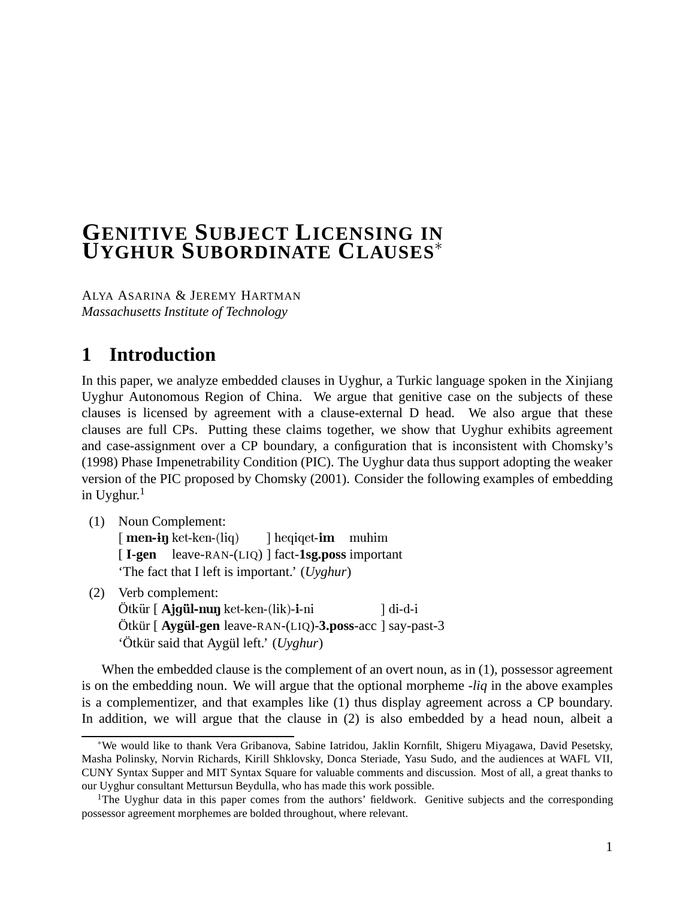# GENITIVE SUBJECT LICENSING IN UYGHUR SUBORDINATE CLAUSES*

ALYA ASARINA & JEREMY HARTMAN
*Massachusetts Institute of Technology*

## 1 Introduction

In this paper, we analyze embedded clauses in Uyghur, a Turkic language spoken in the Xinjiang Uyghur Autonomous Region of China. We argue that genitive case on the subjects of these clauses is licensed by agreement with a clause-external D head. We also argue that these clauses are full CPs. Putting these claims together, we show that Uyghur exhibits agreement and case-assignment over a CP boundary, a configuration that is inconsistent with Chomsky's (1998) Phase Impenetrability Condition (PIC). The Uyghur data thus support adopting the weaker version of the PIC proposed by Chomsky (2001). Consider the following examples of embedding in Uyghur.[1]

(1) Noun Complement:
[ **men-iŋ** ket-ken-(liq) ] heqiqet-**im** muhim
[ **I-gen** leave-RAN-(LIQ) ] fact-**1sg.poss** important
'The fact that I left is important.' (*Uyghur*)

(2) Verb complement:
Ötkür [ **Ajgül-nuŋ** ket-ken-(lik)-**i**-ni ] di-d-i
Ötkür [ **Aygül-gen** leave-RAN-(LIQ)-**3.poss**-acc ] say-past-3
'Ötkür said that Aygül left.' (*Uyghur*)

When the embedded clause is the complement of an overt noun, as in (1), possessor agreement is on the embedding noun. We will argue that the optional morpheme *-liq* in the above examples is a complementizer, and that examples like (1) thus display agreement across a CP boundary. In addition, we will argue that the clause in (2) is also embedded by a head noun, albeit a

*We would like to thank Vera Gribanova, Sabine Iatridou, Jaklin Kornfilt, Shigeru Miyagawa, David Pesetsky, Masha Polinsky, Norvin Richards, Kirill Shklovsky, Donca Steriade, Yasu Sudo, and the audiences at WAFL VII, CUNY Syntax Supper and MIT Syntax Square for valuable comments and discussion. Most of all, a great thanks to our Uyghur consultant Mettursun Beydulla, who has made this work possible.

[1]The Uyghur data in this paper comes from the authors' fieldwork. Genitive subjects and the corresponding possessor agreement morphemes are bolded throughout, where relevant.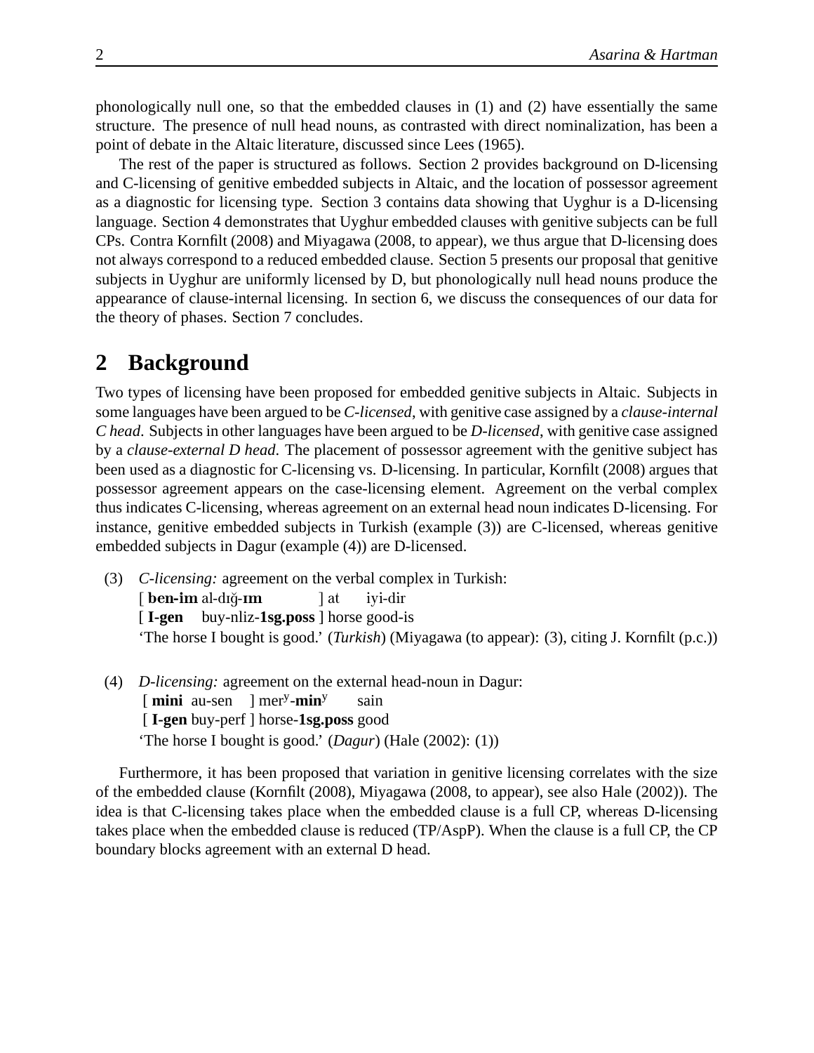phonologically null one, so that the embedded clauses in (1) and (2) have essentially the same structure. The presence of null head nouns, as contrasted with direct nominalization, has been a point of debate in the Altaic literature, discussed since Lees (1965).

The rest of the paper is structured as follows. Section 2 provides background on D-licensing and C-licensing of genitive embedded subjects in Altaic, and the location of possessor agreement as a diagnostic for licensing type. Section 3 contains data showing that Uyghur is a D-licensing language. Section 4 demonstrates that Uyghur embedded clauses with genitive subjects can be full CPs. Contra Kornfilt (2008) and Miyagawa (2008, to appear), we thus argue that D-licensing does not always correspond to a reduced embedded clause. Section 5 presents our proposal that genitive subjects in Uyghur are uniformly licensed by D, but phonologically null head nouns produce the appearance of clause-internal licensing. In section 6, we discuss the consequences of our data for the theory of phases. Section 7 concludes.

## 2 Background

Two types of licensing have been proposed for embedded genitive subjects in Altaic. Subjects in some languages have been argued to be *C-licensed*, with genitive case assigned by a *clause-internal C head*. Subjects in other languages have been argued to be *D-licensed*, with genitive case assigned by a *clause-external D head*. The placement of possessor agreement with the genitive subject has been used as a diagnostic for C-licensing vs. D-licensing. In particular, Kornfilt (2008) argues that possessor agreement appears on the case-licensing element. Agreement on the verbal complex thus indicates C-licensing, whereas agreement on an external head noun indicates D-licensing. For instance, genitive embedded subjects in Turkish (example (3)) are C-licensed, whereas genitive embedded subjects in Dagur (example (4)) are D-licensed.

(3) *C-licensing:* agreement on the verbal complex in Turkish:
[ **ben-im** al-dığ-**ım** ] at iyi-dir
[ **I-gen** buy-nliz-**1sg.poss** ] horse good-is
'The horse I bought is good.' (*Turkish*) (Miyagawa (to appear): (3), citing J. Kornfilt (p.c.))

(4) *D-licensing:* agreement on the external head-noun in Dagur:
[ **mini** au-sen ] mer$^{y}$-**min**$^{y}$ sain
[ **I-gen** buy-perf ] horse-**1sg.poss** good
'The horse I bought is good.' (*Dagur*) (Hale (2002): (1))

Furthermore, it has been proposed that variation in genitive licensing correlates with the size of the embedded clause (Kornfilt (2008), Miyagawa (2008, to appear), see also Hale (2002)). The idea is that C-licensing takes place when the embedded clause is a full CP, whereas D-licensing takes place when the embedded clause is reduced (TP/AspP). When the clause is a full CP, the CP boundary blocks agreement with an external D head.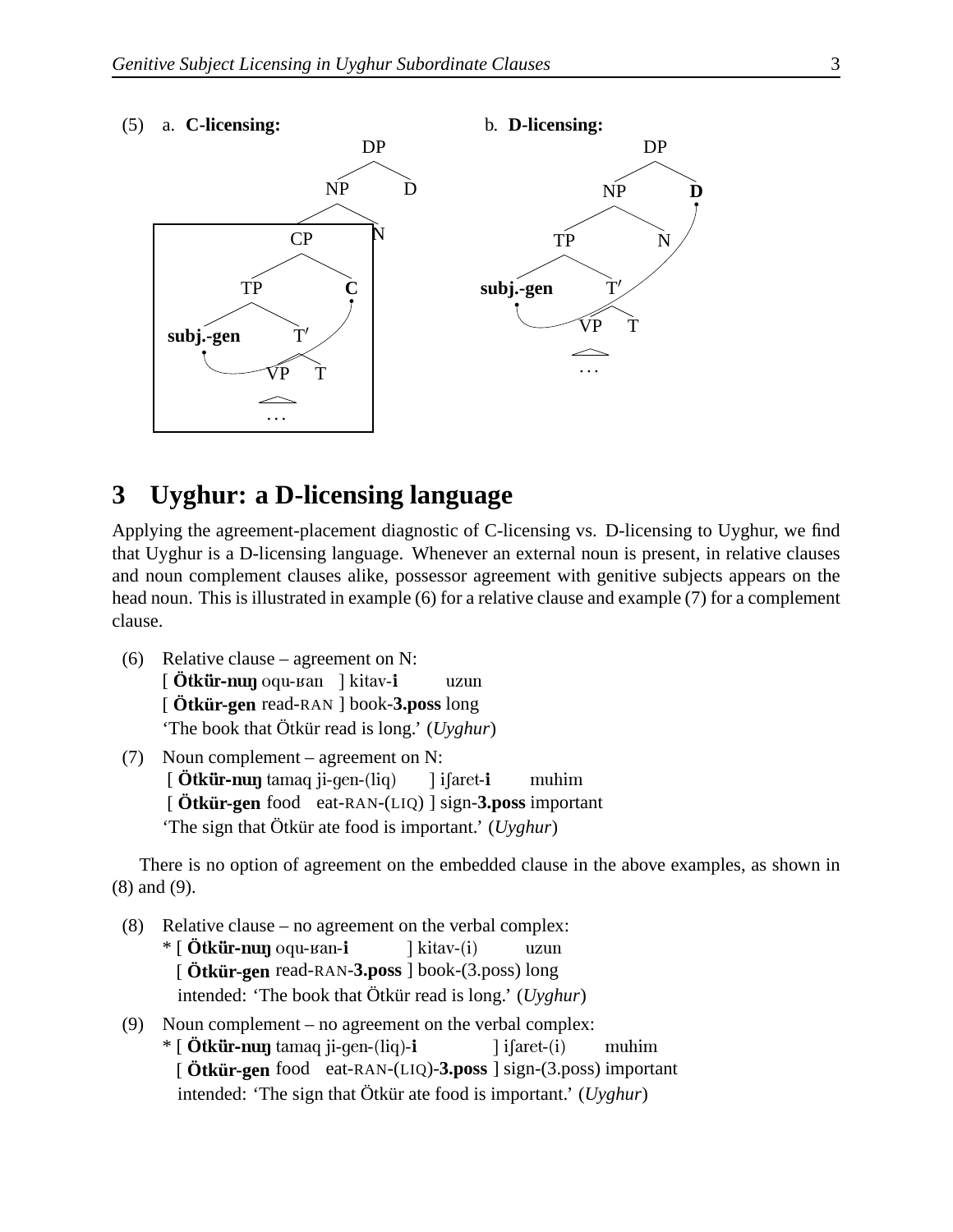(5) a. **C-licensing:**

```
            DP
          /    \
        NP      D
       /  \
     CP    N
    /  \
  TP    C
 /  \
subj.-gen  T′
          /  \
        VP    T
        ...
```

b. **D-licensing:**

```
          DP
         /  \
       NP    D
      /  \
    TP    N
   /  \
subj.-gen  T′
          /  \
        VP    T
        ...
```

## 3 Uyghur: a D-licensing language

Applying the agreement-placement diagnostic of C-licensing vs. D-licensing to Uyghur, we find that Uyghur is a D-licensing language. Whenever an external noun is present, in relative clauses and noun complement clauses alike, possessor agreement with genitive subjects appears on the head noun. This is illustrated in example (6) for a relative clause and example (7) for a complement clause.

(6) Relative clause – agreement on N:
[ **Ötkür-nuŋ** oqu-ʁan ] kitav-**i** uzun
[ **Ötkür-gen** read-RAN ] book-**3.poss** long
'The book that Ötkür read is long.' (*Uyghur*)

(7) Noun complement – agreement on N:
[ **Ötkür-nuŋ** tamaq ji-gen-(liq) ] iʃaret-**i** muhim
[ **Ötkür-gen** food eat-RAN-(LIQ) ] sign-**3.poss** important
'The sign that Ötkür ate food is important.' (*Uyghur*)

There is no option of agreement on the embedded clause in the above examples, as shown in (8) and (9).

(8) Relative clause – no agreement on the verbal complex:
* [ **Ötkür-nuŋ** oqu-ʁan-**i** ] kitav-(i) uzun
[ **Ötkür-gen** read-RAN-**3.poss** ] book-(3.poss) long
intended: 'The book that Ötkür read is long.' (*Uyghur*)

(9) Noun complement – no agreement on the verbal complex:
* [ **Ötkür-nuŋ** tamaq ji-gen-(liq)-**i** ] iʃaret-(i) muhim
[ **Ötkür-gen** food eat-RAN-(LIQ)-**3.poss** ] sign-(3.poss) important
intended: 'The sign that Ötkür ate food is important.' (*Uyghur*)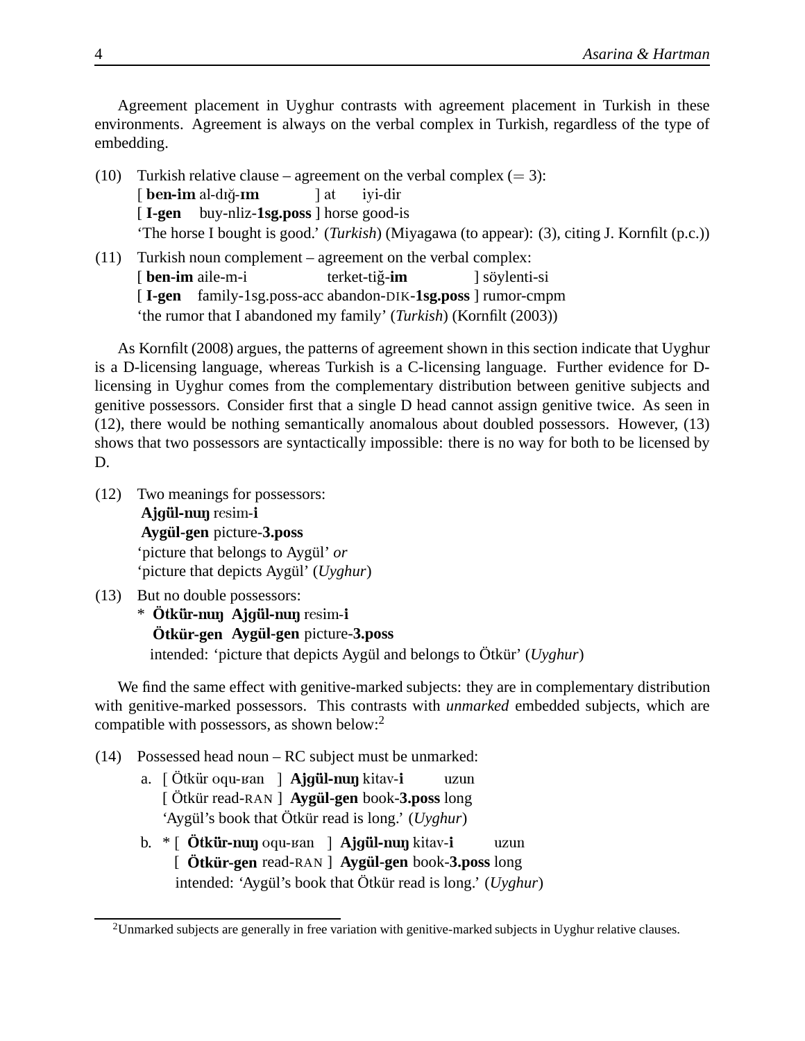Agreement placement in Uyghur contrasts with agreement placement in Turkish in these environments. Agreement is always on the verbal complex in Turkish, regardless of the type of embedding.

(10) Turkish relative clause – agreement on the verbal complex (= 3):
 [ **ben-im** al-dığ-**ım** ] at iyi-dir
 [ **I-gen** buy-nliz-**1sg.poss** ] horse good-is
 'The horse I bought is good.' (*Turkish*) (Miyagawa (to appear): (3), citing J. Kornfilt (p.c.))

(11) Turkish noun complement – agreement on the verbal complex:
 [ **ben-im** aile-m-i terket-tiğ-**im** ] söylenti-si
 [ **I-gen** family-1sg.poss-acc abandon-DIK-**1sg.poss** ] rumor-cmpm
 'the rumor that I abandoned my family' (*Turkish*) (Kornfilt (2003))

As Kornfilt (2008) argues, the patterns of agreement shown in this section indicate that Uyghur is a D-licensing language, whereas Turkish is a C-licensing language. Further evidence for D-licensing in Uyghur comes from the complementary distribution between genitive subjects and genitive possessors. Consider first that a single D head cannot assign genitive twice. As seen in (12), there would be nothing semantically anomalous about doubled possessors. However, (13) shows that two possessors are syntactically impossible: there is no way for both to be licensed by D.

(12) Two meanings for possessors:
 **Ajgül-nuŋ** resim-**i**
 **Aygül-gen** picture-**3.poss**
 'picture that belongs to Aygül' *or*
 'picture that depicts Aygül' (*Uyghur*)

(13) But no double possessors:
 * **Ötkür-nuŋ** **Ajgül-nuŋ** resim-**i**
 **Ötkür-gen** **Aygül-gen** picture-**3.poss**
 intended: 'picture that depicts Aygül and belongs to Ötkür' (*Uyghur*)

We find the same effect with genitive-marked subjects: they are in complementary distribution with genitive-marked possessors. This contrasts with *unmarked* embedded subjects, which are compatible with possessors, as shown below:[2]

(14) Possessed head noun – RC subject must be unmarked:
 a. [ Ötkür oqu-ʁan ] **Ajgül-nuŋ** kitav-**i** uzun
 [ Ötkür read-RAN ] **Aygül-gen** book-**3.poss** long
 'Aygül's book that Ötkür read is long.' (*Uyghur*)
 b. * [ **Ötkür-nuŋ** oqu-ʁan ] **Ajgül-nuŋ** kitav-**i** uzun
 [ **Ötkür-gen** read-RAN ] **Aygül-gen** book-**3.poss** long
 intended: 'Aygül's book that Ötkür read is long.' (*Uyghur*)

[2]Unmarked subjects are generally in free variation with genitive-marked subjects in Uyghur relative clauses.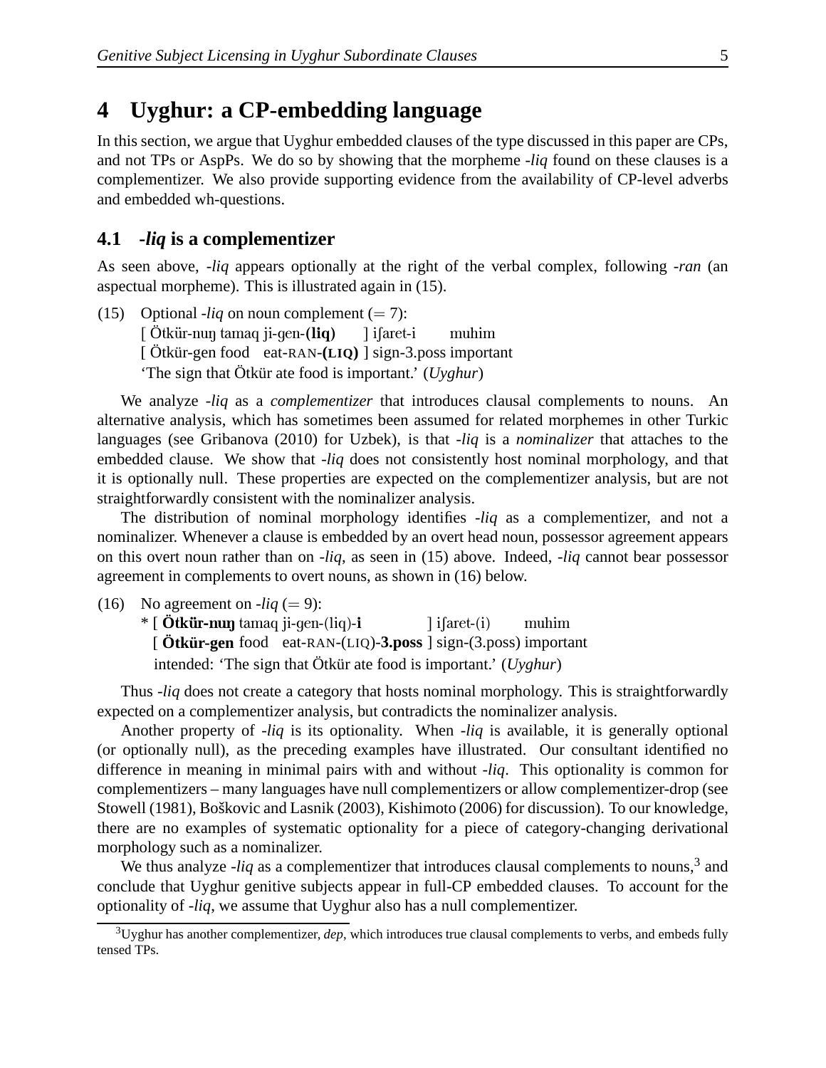# 4 Uyghur: a CP-embedding language

In this section, we argue that Uyghur embedded clauses of the type discussed in this paper are CPs, and not TPs or AspPs. We do so by showing that the morpheme *-liq* found on these clauses is a complementizer. We also provide supporting evidence from the availability of CP-level adverbs and embedded wh-questions.

## 4.1 *-liq* is a complementizer

As seen above, *-liq* appears optionally at the right of the verbal complex, following *-ran* (an aspectual morpheme). This is illustrated again in (15).

(15) Optional *-liq* on noun complement (= 7):
[ Ötkür-nuŋ tamaq ji-gen-**(liq)** ] iʃaret-i muhim
[ Ötkür-gen food eat-RAN-**(LIQ)** ] sign-3.poss important
'The sign that Ötkür ate food is important.' (*Uyghur*)

We analyze *-liq* as a *complementizer* that introduces clausal complements to nouns. An alternative analysis, which has sometimes been assumed for related morphemes in other Turkic languages (see Gribanova (2010) for Uzbek), is that *-liq* is a *nominalizer* that attaches to the embedded clause. We show that *-liq* does not consistently host nominal morphology, and that it is optionally null. These properties are expected on the complementizer analysis, but are not straightforwardly consistent with the nominalizer analysis.

The distribution of nominal morphology identifies *-liq* as a complementizer, and not a nominalizer. Whenever a clause is embedded by an overt head noun, possessor agreement appears on this overt noun rather than on *-liq*, as seen in (15) above. Indeed, *-liq* cannot bear possessor agreement in complements to overt nouns, as shown in (16) below.

(16) No agreement on *-liq* (= 9):
\* [ **Ötkür-nuŋ** tamaq ji-gen-(liq)-**i** ] iʃaret-(i) muhim
[ **Ötkür-gen** food eat-RAN-(LIQ)-**3.poss** ] sign-(3.poss) important
intended: 'The sign that Ötkür ate food is important.' (*Uyghur*)

Thus *-liq* does not create a category that hosts nominal morphology. This is straightforwardly expected on a complementizer analysis, but contradicts the nominalizer analysis.

Another property of *-liq* is its optionality. When *-liq* is available, it is generally optional (or optionally null), as the preceding examples have illustrated. Our consultant identified no difference in meaning in minimal pairs with and without *-liq*. This optionality is common for complementizers – many languages have null complementizers or allow complementizer-drop (see Stowell (1981), Boškovic and Lasnik (2003), Kishimoto (2006) for discussion). To our knowledge, there are no examples of systematic optionality for a piece of category-changing derivational morphology such as a nominalizer.

We thus analyze *-liq* as a complementizer that introduces clausal complements to nouns,[3] and conclude that Uyghur genitive subjects appear in full-CP embedded clauses. To account for the optionality of *-liq*, we assume that Uyghur also has a null complementizer.

[3] Uyghur has another complementizer, *dep*, which introduces true clausal complements to verbs, and embeds fully tensed TPs.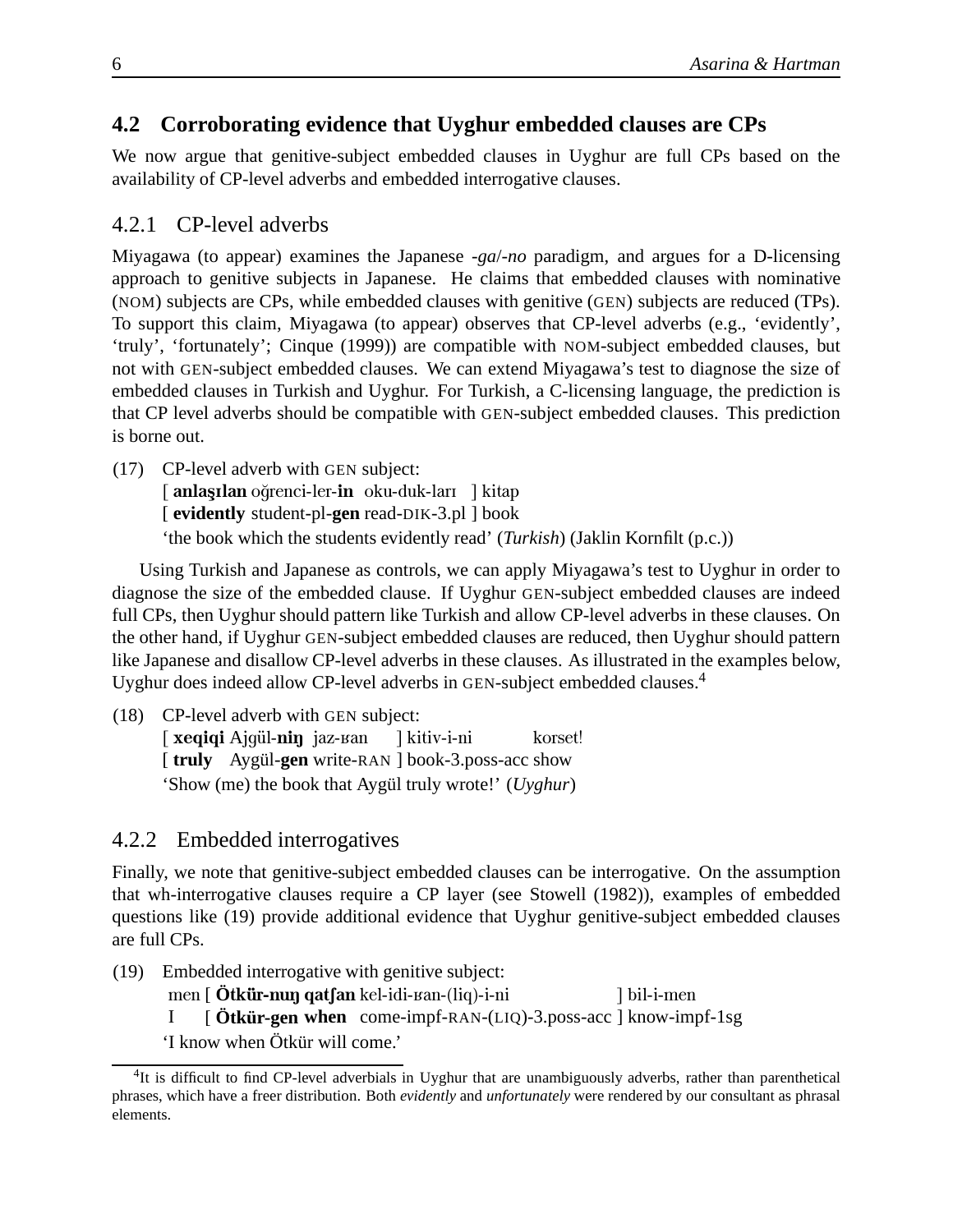## 4.2 Corroborating evidence that Uyghur embedded clauses are CPs

We now argue that genitive-subject embedded clauses in Uyghur are full CPs based on the availability of CP-level adverbs and embedded interrogative clauses.

### 4.2.1 CP-level adverbs

Miyagawa (to appear) examines the Japanese *-ga*/*-no* paradigm, and argues for a D-licensing approach to genitive subjects in Japanese. He claims that embedded clauses with nominative (NOM) subjects are CPs, while embedded clauses with genitive (GEN) subjects are reduced (TPs). To support this claim, Miyagawa (to appear) observes that CP-level adverbs (e.g., 'evidently', 'truly', 'fortunately'; Cinque (1999)) are compatible with NOM-subject embedded clauses, but not with GEN-subject embedded clauses. We can extend Miyagawa's test to diagnose the size of embedded clauses in Turkish and Uyghur. For Turkish, a C-licensing language, the prediction is that CP level adverbs should be compatible with GEN-subject embedded clauses. This prediction is borne out.

(17) CP-level adverb with GEN subject:
[ **anlaşılan** oğrenci-ler-**in** oku-duk-ları ] kitap
[ **evidently** student-pl-**gen** read-DIK-3.pl ] book
'the book which the students evidently read' (*Turkish*) (Jaklin Kornfilt (p.c.))

Using Turkish and Japanese as controls, we can apply Miyagawa's test to Uyghur in order to diagnose the size of the embedded clause. If Uyghur GEN-subject embedded clauses are indeed full CPs, then Uyghur should pattern like Turkish and allow CP-level adverbs in these clauses. On the other hand, if Uyghur GEN-subject embedded clauses are reduced, then Uyghur should pattern like Japanese and disallow CP-level adverbs in these clauses. As illustrated in the examples below, Uyghur does indeed allow CP-level adverbs in GEN-subject embedded clauses.[4]

(18) CP-level adverb with GEN subject:
[ **xeqiqi** Ajgül-**niŋ** jaz-ʁan ] kitiv-i-ni korset!
[ **truly** Aygül-**gen** write-RAN ] book-3.poss-acc show
'Show (me) the book that Aygül truly wrote!' (*Uyghur*)

### 4.2.2 Embedded interrogatives

Finally, we note that genitive-subject embedded clauses can be interrogative. On the assumption that wh-interrogative clauses require a CP layer (see Stowell (1982)), examples of embedded questions like (19) provide additional evidence that Uyghur genitive-subject embedded clauses are full CPs.

(19) Embedded interrogative with genitive subject:
men [ **Ötkür-nuŋ qatʃan** kel-idi-ʁan-(liq)-i-ni ] bil-i-men
I [ **Ötkür-gen when** come-impf-RAN-(LIQ)-3.poss-acc ] know-impf-1sg
'I know when Ötkür will come.'

[4] It is difficult to find CP-level adverbials in Uyghur that are unambiguously adverbs, rather than parenthetical phrases, which have a freer distribution. Both *evidently* and *unfortunately* were rendered by our consultant as phrasal elements.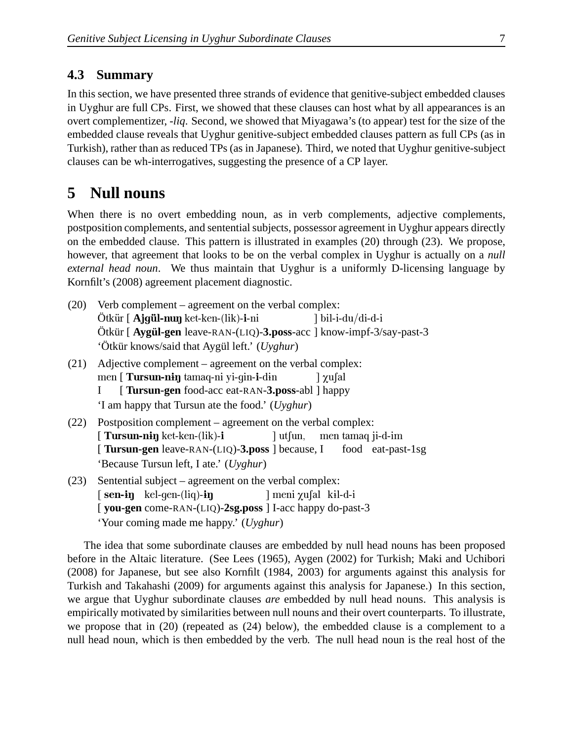### 4.3 Summary

In this section, we have presented three strands of evidence that genitive-subject embedded clauses in Uyghur are full CPs. First, we showed that these clauses can host what by all appearances is an overt complementizer, *-liq*. Second, we showed that Miyagawa's (to appear) test for the size of the embedded clause reveals that Uyghur genitive-subject embedded clauses pattern as full CPs (as in Turkish), rather than as reduced TPs (as in Japanese). Third, we noted that Uyghur genitive-subject clauses can be wh-interrogatives, suggesting the presence of a CP layer.

## 5 Null nouns

When there is no overt embedding noun, as in verb complements, adjective complements, postposition complements, and sentential subjects, possessor agreement in Uyghur appears directly on the embedded clause. This pattern is illustrated in examples (20) through (23). We propose, however, that agreement that looks to be on the verbal complex in Uyghur is actually on a *null external head noun*. We thus maintain that Uyghur is a uniformly D-licensing language by Kornfilt's (2008) agreement placement diagnostic.

(20) Verb complement – agreement on the verbal complex:
Ötkür [ **Ajgül-nuŋ** ket-ken-(lik)-**i**-ni ] bil-i-du/di-d-i
Ötkür [ **Aygül-gen** leave-RAN-(LIQ)-**3.poss**-acc ] know-impf-3/say-past-3
'Ötkür knows/said that Aygül left.' (*Uyghur*)

(21) Adjective complement – agreement on the verbal complex:
men [ **Tursun-nɨŋ** tamaq-ni yi-gin-**i**-dɨn ] χuʃal
I [ **Tursun-gen** food-acc eat-RAN-**3.poss**-abl ] happy
'I am happy that Tursun ate the food.' (*Uyghur*)

(22) Postposition complement – agreement on the verbal complex:
[ **Tursun-nɨŋ** ket-ken-(lik)-**i** ] utʃun, men tamaq ji-d-im
[ **Tursun-gen** leave-RAN-(LIQ)-**3.poss** ] because, I food eat-past-1sg
'Because Tursun left, I ate.' (*Uyghur*)

(23) Sentential subject – agreement on the verbal complex:
[ **sen-ɨŋ** kel-gen-(liq)-**ɨŋ** ] meni χuʃal kɨl-d-i
[ **you-gen** come-RAN-(LIQ)-**2sg.poss** ] I-acc happy do-past-3
'Your coming made me happy.' (*Uyghur*)

The idea that some subordinate clauses are embedded by null head nouns has been proposed before in the Altaic literature. (See Lees (1965), Aygen (2002) for Turkish; Maki and Uchibori (2008) for Japanese, but see also Kornfilt (1984, 2003) for arguments against this analysis for Turkish and Takahashi (2009) for arguments against this analysis for Japanese.) In this section, we argue that Uyghur subordinate clauses *are* embedded by null head nouns. This analysis is empirically motivated by similarities between null nouns and their overt counterparts. To illustrate, we propose that in (20) (repeated as (24) below), the embedded clause is a complement to a null head noun, which is then embedded by the verb. The null head noun is the real host of the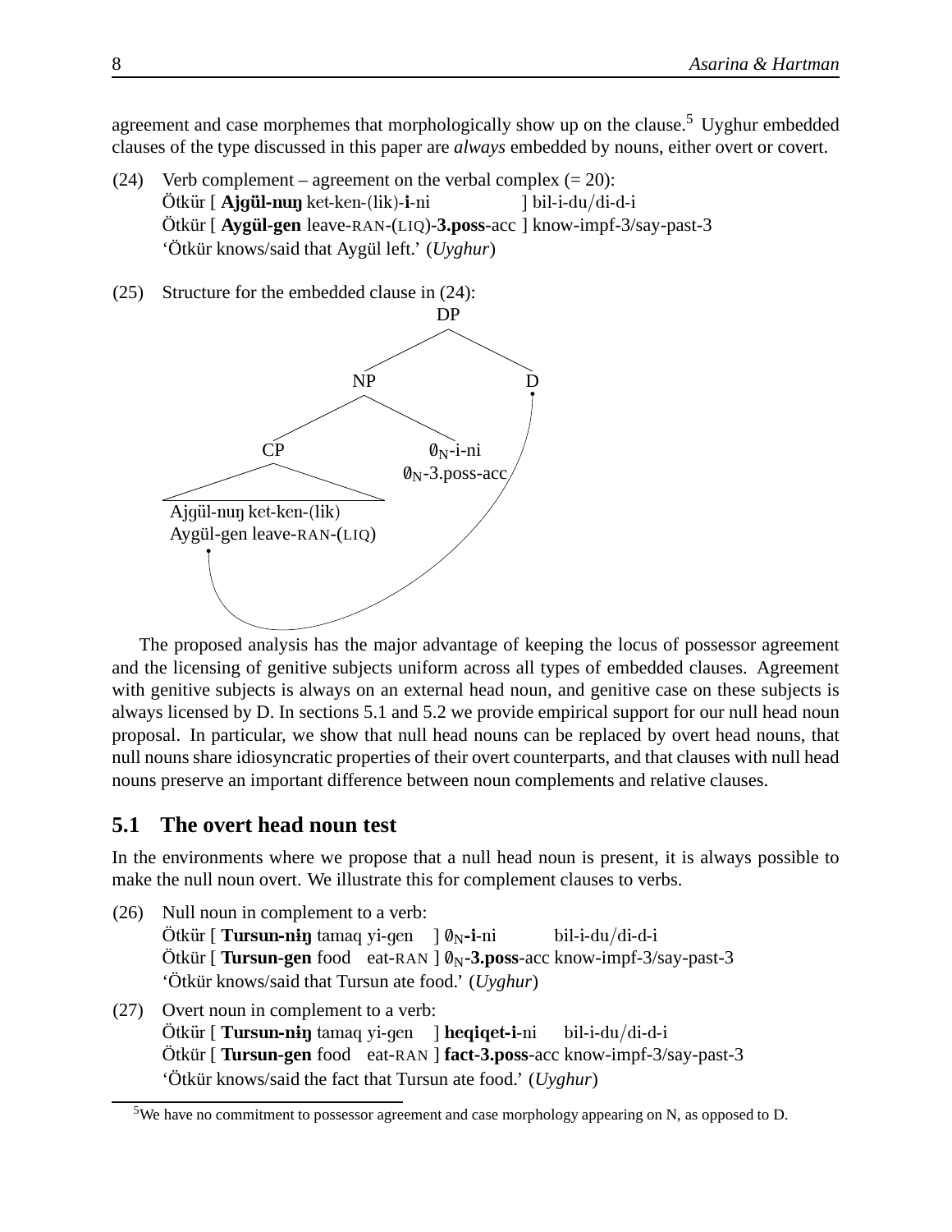agreement and case morphemes that morphologically show up on the clause.[5] Uyghur embedded clauses of the type discussed in this paper are *always* embedded by nouns, either overt or covert.

(24) Verb complement – agreement on the verbal complex (= 20):
Ötkür [ **Ajgül-nuŋ** ket-ken-(lik)-**i**-ni ] bil-i-du/di-d-i
Ötkür [ **Aygül-gen** leave-RAN-(LIQ)-**3.poss**-acc ] know-impf-3/say-past-3
'Ötkür knows/said that Aygül left.' (*Uyghur*)

(25) Structure for the embedded clause in (24):

```
                DP
              /    \
            NP      D
          /    \
        CP      ∅N-i-ni
        |       ∅N-3.poss-acc
  Ajgül-nuŋ ket-ken-(lik)
  Aygül-gen leave-RAN-(LIQ)
```

The proposed analysis has the major advantage of keeping the locus of possessor agreement and the licensing of genitive subjects uniform across all types of embedded clauses. Agreement with genitive subjects is always on an external head noun, and genitive case on these subjects is always licensed by D. In sections 5.1 and 5.2 we provide empirical support for our null head noun proposal. In particular, we show that null head nouns can be replaced by overt head nouns, that null nouns share idiosyncratic properties of their overt counterparts, and that clauses with null head nouns preserve an important difference between noun complements and relative clauses.

## 5.1 The overt head noun test

In the environments where we propose that a null head noun is present, it is always possible to make the null noun overt. We illustrate this for complement clauses to verbs.

(26) Null noun in complement to a verb:
Ötkür [ **Tursun-niŋ** tamaq yi-gen ] $\emptyset_N$-**i**-ni bil-i-du/di-d-i
Ötkür [ **Tursun-gen** food eat-RAN ] $\emptyset_N$-**3.poss**-acc know-impf-3/say-past-3
'Ötkür knows/said that Tursun ate food.' (*Uyghur*)

(27) Overt noun in complement to a verb:
Ötkür [ **Tursun-niŋ** tamaq yi-gen ] **heqiqet-i**-ni bil-i-du/di-d-i
Ötkür [ **Tursun-gen** food eat-RAN ] **fact-3.poss**-acc know-impf-3/say-past-3
'Ötkür knows/said the fact that Tursun ate food.' (*Uyghur*)

[5] We have no commitment to possessor agreement and case morphology appearing on N, as opposed to D.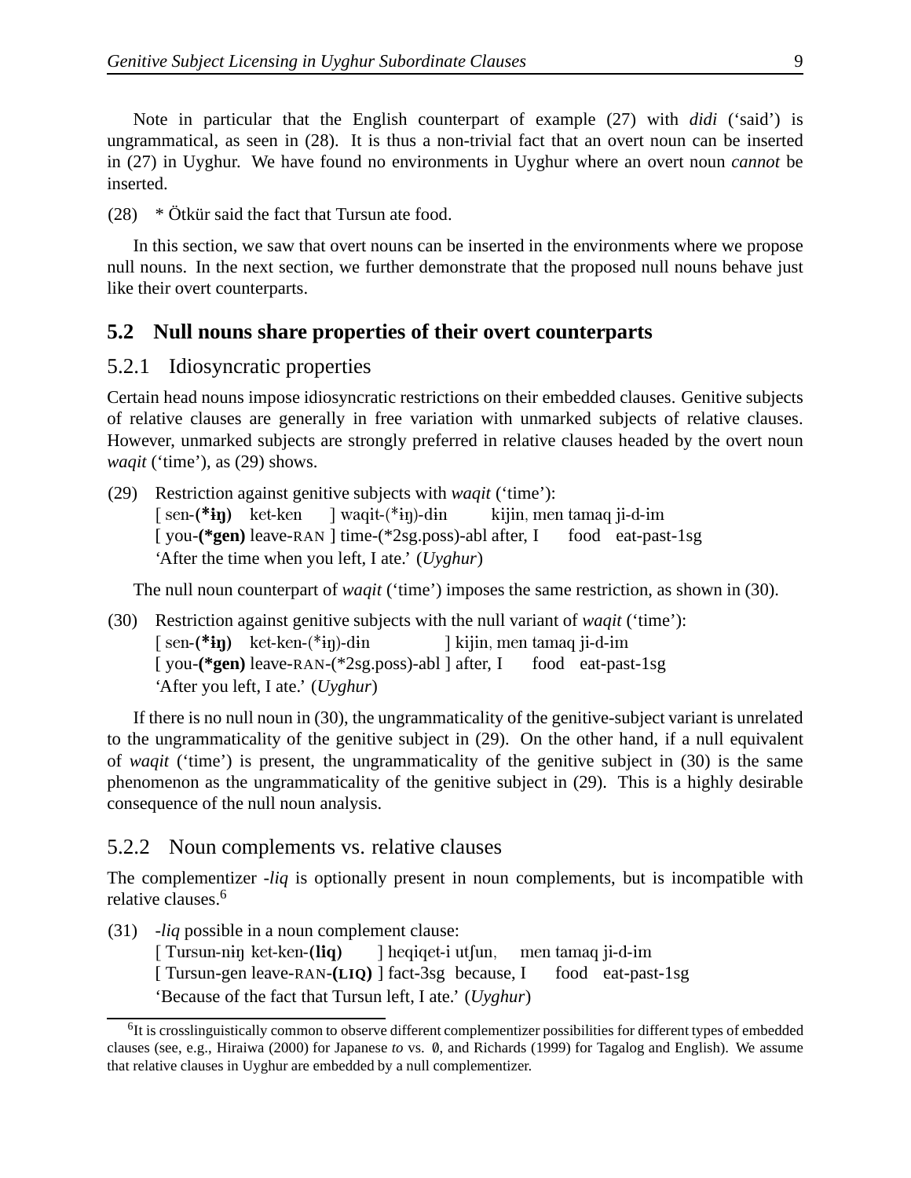Note in particular that the English counterpart of example (27) with *didi* ('said') is ungrammatical, as seen in (28). It is thus a non-trivial fact that an overt noun can be inserted in (27) in Uyghur. We have found no environments in Uyghur where an overt noun *cannot* be inserted.

(28) * Ötkür said the fact that Tursun ate food.

In this section, we saw that overt nouns can be inserted in the environments where we propose null nouns. In the next section, we further demonstrate that the proposed null nouns behave just like their overt counterparts.

## 5.2 Null nouns share properties of their overt counterparts

### 5.2.1 Idiosyncratic properties

Certain head nouns impose idiosyncratic restrictions on their embedded clauses. Genitive subjects of relative clauses are generally in free variation with unmarked subjects of relative clauses. However, unmarked subjects are strongly preferred in relative clauses headed by the overt noun *waqit* ('time'), as (29) shows.

(29) Restriction against genitive subjects with *waqit* ('time'):
 [ sen-**(*iŋ)** ket-ken ] waqit-(*iŋ)-din kijin, men tamaq ji-d-im
 [ you-**(*gen)** leave-RAN ] time-(*2sg.poss)-abl after, I food eat-past-1sg
 'After the time when you left, I ate.' (*Uyghur*)

The null noun counterpart of *waqit* ('time') imposes the same restriction, as shown in (30).

(30) Restriction against genitive subjects with the null variant of *waqit* ('time'):
 [ sen-**(*iŋ)** ket-ken-(*iŋ)-din ] kijin, men tamaq ji-d-im
 [ you-**(*gen)** leave-RAN-(*2sg.poss)-abl ] after, I food eat-past-1sg
 'After you left, I ate.' (*Uyghur*)

If there is no null noun in (30), the ungrammaticality of the genitive-subject variant is unrelated to the ungrammaticality of the genitive subject in (29). On the other hand, if a null equivalent of *waqit* ('time') is present, the ungrammaticality of the genitive subject in (30) is the same phenomenon as the ungrammaticality of the genitive subject in (29). This is a highly desirable consequence of the null noun analysis.

### 5.2.2 Noun complements vs. relative clauses

The complementizer *-liq* is optionally present in noun complements, but is incompatible with relative clauses.[6]

(31) *-liq* possible in a noun complement clause:
 [ Tursun-niŋ ket-ken-**(liq)** ] heqiqet-i utʃun, men tamaq ji-d-im
 [ Tursun-gen leave-RAN-**(LIQ)** ] fact-3sg because, I food eat-past-1sg
 'Because of the fact that Tursun left, I ate.' (*Uyghur*)

[6]It is crosslinguistically common to observe different complementizer possibilities for different types of embedded clauses (see, e.g., Hiraiwa (2000) for Japanese *to* vs. ∅, and Richards (1999) for Tagalog and English). We assume that relative clauses in Uyghur are embedded by a null complementizer.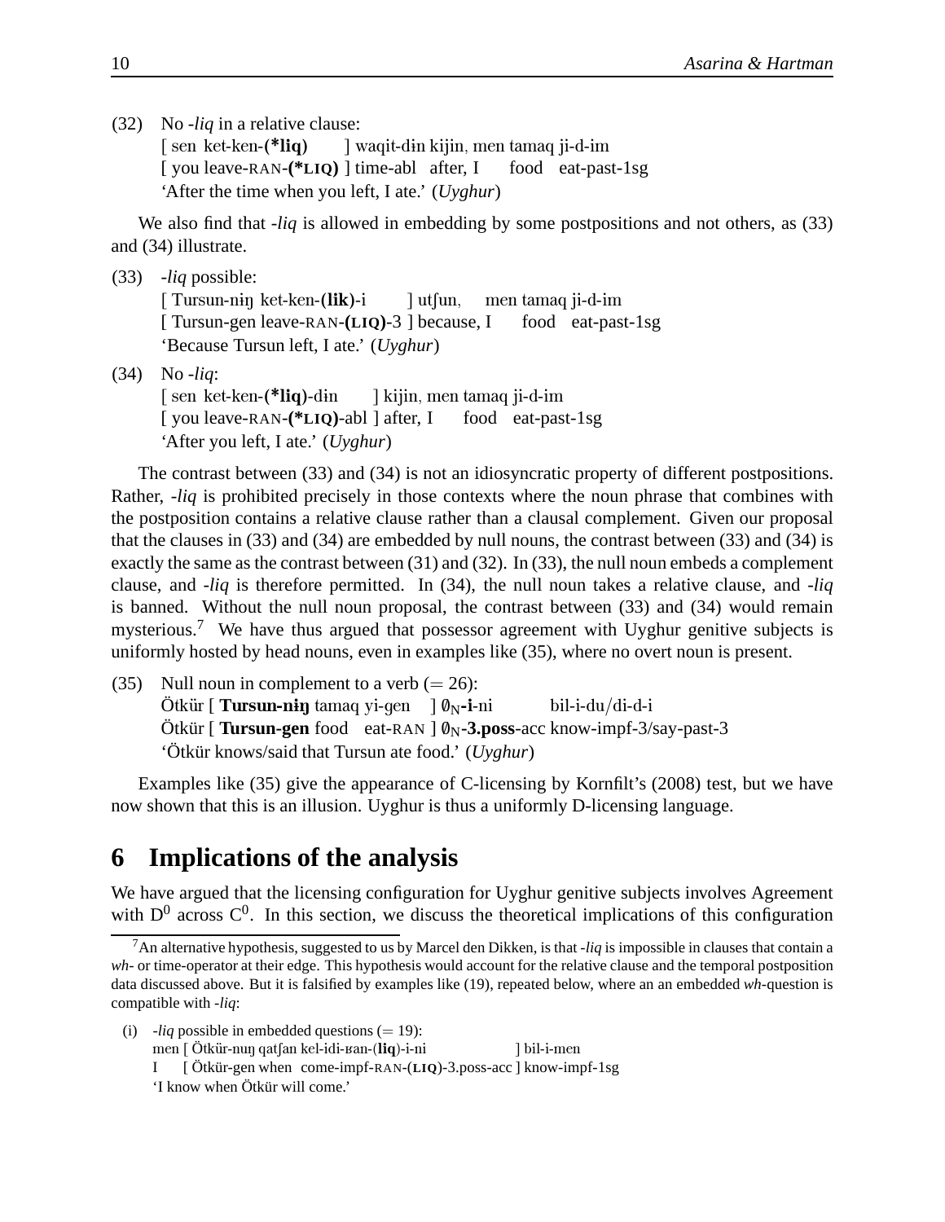(32) No *-liq* in a relative clause:
[ sen ket-ken-**(*liq)** ] waqit-din kijin, men tamaq ji-d-im
[ you leave-RAN-**(*LIQ)** ] time-abl after, I food eat-past-1sg
'After the time when you left, I ate.' (*Uyghur*)

We also find that *-liq* is allowed in embedding by some postpositions and not others, as (33) and (34) illustrate.

(33) *-liq* possible:
[ Tursun-niŋ ket-ken-**(lik)**-i ] utʃun, men tamaq ji-d-im
[ Tursun-gen leave-RAN-**(LIQ)**-3 ] because, I food eat-past-1sg
'Because Tursun left, I ate.' (*Uyghur*)

(34) No *-liq*:
[ sen ket-ken-**(*liq)**-din ] kijin, men tamaq ji-d-im
[ you leave-RAN-**(*LIQ)**-abl ] after, I food eat-past-1sg
'After you left, I ate.' (*Uyghur*)

The contrast between (33) and (34) is not an idiosyncratic property of different postpositions. Rather, *-liq* is prohibited precisely in those contexts where the noun phrase that combines with the postposition contains a relative clause rather than a clausal complement. Given our proposal that the clauses in (33) and (34) are embedded by null nouns, the contrast between (33) and (34) is exactly the same as the contrast between (31) and (32). In (33), the null noun embeds a complement clause, and *-liq* is therefore permitted. In (34), the null noun takes a relative clause, and *-liq* is banned. Without the null noun proposal, the contrast between (33) and (34) would remain mysterious.[7] We have thus argued that possessor agreement with Uyghur genitive subjects is uniformly hosted by head nouns, even in examples like (35), where no overt noun is present.

(35) Null noun in complement to a verb (= 26):
Ötkür [ **Tursun-niŋ** tamaq yi-gen ] $\emptyset_N$-**i**-ni bil-i-du/di-d-i
Ötkür [ **Tursun-gen** food eat-RAN ] $\emptyset_N$-**3.poss**-acc know-impf-3/say-past-3
'Ötkür knows/said that Tursun ate food.' (*Uyghur*)

Examples like (35) give the appearance of C-licensing by Kornfilt's (2008) test, but we have now shown that this is an illusion. Uyghur is thus a uniformly D-licensing language.

# 6 Implications of the analysis

We have argued that the licensing configuration for Uyghur genitive subjects involves Agreement with $D^0$ across $C^0$. In this section, we discuss the theoretical implications of this configuration

---

[7] An alternative hypothesis, suggested to us by Marcel den Dikken, is that *-liq* is impossible in clauses that contain a *wh-* or time-operator at their edge. This hypothesis would account for the relative clause and the temporal postposition data discussed above. But it is falsified by examples like (19), repeated below, where an an embedded *wh*-question is compatible with *-liq*:

(i) *-liq* possible in embedded questions (= 19):
men [ Ötkür-nuŋ qatʃan kel-idi-ʁan-(**liq**)-i-ni ] bil-i-men
I [ Ötkür-gen when come-impf-RAN-(**LIQ**)-3.poss-acc ] know-impf-1sg
'I know when Ötkür will come.'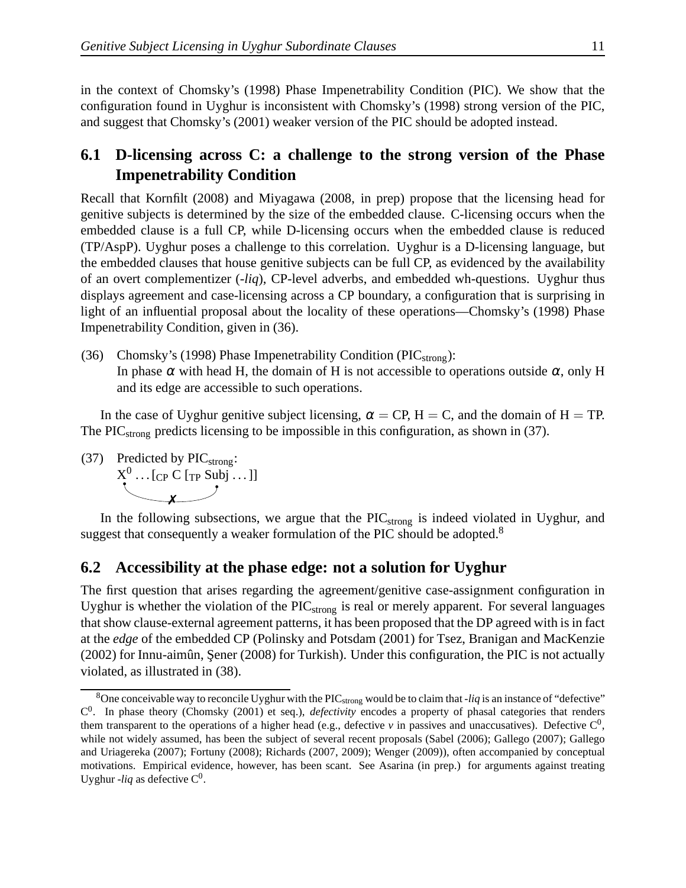in the context of Chomsky's (1998) Phase Impenetrability Condition (PIC). We show that the configuration found in Uyghur is inconsistent with Chomsky's (1998) strong version of the PIC, and suggest that Chomsky's (2001) weaker version of the PIC should be adopted instead.

## 6.1 D-licensing across C: a challenge to the strong version of the Phase Impenetrability Condition

Recall that Kornfilt (2008) and Miyagawa (2008, in prep) propose that the licensing head for genitive subjects is determined by the size of the embedded clause. C-licensing occurs when the embedded clause is a full CP, while D-licensing occurs when the embedded clause is reduced (TP/AspP). Uyghur poses a challenge to this correlation. Uyghur is a D-licensing language, but the embedded clauses that house genitive subjects can be full CP, as evidenced by the availability of an overt complementizer (*-liq*), CP-level adverbs, and embedded wh-questions. Uyghur thus displays agreement and case-licensing across a CP boundary, a configuration that is surprising in light of an influential proposal about the locality of these operations—Chomsky's (1998) Phase Impenetrability Condition, given in (36).

(36) Chomsky's (1998) Phase Impenetrability Condition ($PIC_{strong}$):
In phase $\alpha$ with head H, the domain of H is not accessible to operations outside $\alpha$, only H and its edge are accessible to such operations.

In the case of Uyghur genitive subject licensing, $\alpha$ = CP, H = C, and the domain of H = TP. The $PIC_{strong}$ predicts licensing to be impossible in this configuration, as shown in (37).

(37) Predicted by $PIC_{strong}$:
$X^0$ … [$_{CP}$ C [$_{TP}$ Subj … ]]
✗

In the following subsections, we argue that the $PIC_{strong}$ is indeed violated in Uyghur, and suggest that consequently a weaker formulation of the PIC should be adopted.[8]

## 6.2 Accessibility at the phase edge: not a solution for Uyghur

The first question that arises regarding the agreement/genitive case-assignment configuration in Uyghur is whether the violation of the $PIC_{strong}$ is real or merely apparent. For several languages that show clause-external agreement patterns, it has been proposed that the DP agreed with is in fact at the *edge* of the embedded CP (Polinsky and Potsdam (2001) for Tsez, Branigan and MacKenzie (2002) for Innu-aimûn, Şener (2008) for Turkish). Under this configuration, the PIC is not actually violated, as illustrated in (38).

[8] One conceivable way to reconcile Uyghur with the $PIC_{strong}$ would be to claim that *-liq* is an instance of "defective" $C^0$. In phase theory (Chomsky (2001) et seq.), *defectivity* encodes a property of phasal categories that renders them transparent to the operations of a higher head (e.g., defective *v* in passives and unaccusatives). Defective $C^0$, while not widely assumed, has been the subject of several recent proposals (Sabel (2006); Gallego (2007); Gallego and Uriagereka (2007); Fortuny (2008); Richards (2007, 2009); Wenger (2009)), often accompanied by conceptual motivations. Empirical evidence, however, has been scant. See Asarina (in prep.) for arguments against treating Uyghur *-liq* as defective $C^0$.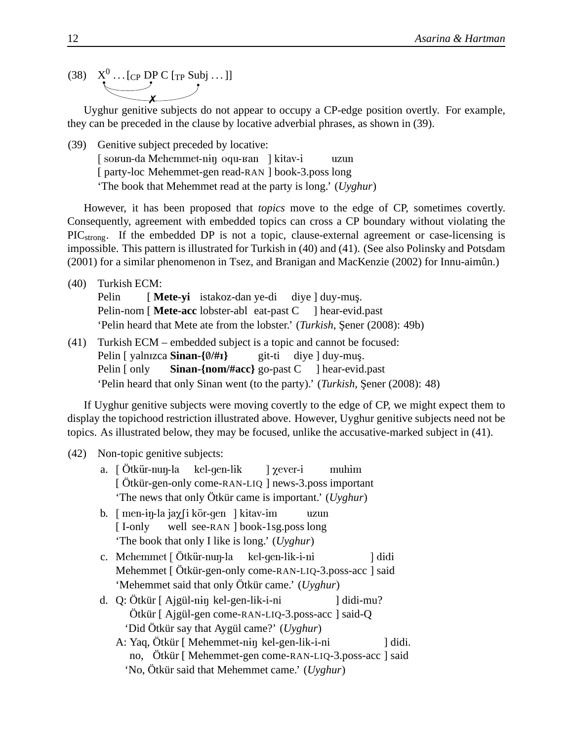(38) $X^0 \ldots [_{CP}$ DP C $[_{TP}$ Subj ...]]

✗

Uyghur genitive subjects do not appear to occupy a CP-edge position overtly. For example, they can be preceded in the clause by locative adverbial phrases, as shown in (39).

(39) Genitive subject preceded by locative:
[ soʁun-da Mehemmet-niŋ oqu-ʁan ] kitav-i uzun
[ party-loc Mehemmet-gen read-RAN ] book-3.poss long
'The book that Mehemmet read at the party is long.' (*Uyghur*)

However, it has been proposed that *topics* move to the edge of CP, sometimes covertly. Consequently, agreement with embedded topics can cross a CP boundary without violating the $\text{PIC}_{\text{strong}}$. If the embedded DP is not a topic, clause-external agreement or case-licensing is impossible. This pattern is illustrated for Turkish in (40) and (41). (See also Polinsky and Potsdam (2001) for a similar phenomenon in Tsez, and Branigan and MacKenzie (2002) for Innu-aimûn.)

(40) Turkish ECM:
Pelin [ **Mete-yi** istakoz-dan ye-di diye ] duy-muş.
Pelin-nom [ **Mete-acc** lobster-abl eat-past C ] hear-evid.past
'Pelin heard that Mete ate from the lobster.' (*Turkish*, Şener (2008): 49b)

(41) Turkish ECM – embedded subject is a topic and cannot be focused:
Pelin [ yalnızca **Sinan-{∅/#ı}** git-ti diye ] duy-muş.
Pelin [ only **Sinan-{nom/#acc}** go-past C ] hear-evid.past
'Pelin heard that only Sinan went (to the party).' (*Turkish*, Şener (2008): 48)

If Uyghur genitive subjects were moving covertly to the edge of CP, we might expect them to display the topichood restriction illustrated above. However, Uyghur genitive subjects need not be topics. As illustrated below, they may be focused, unlike the accusative-marked subject in (41).

(42) Non-topic genitive subjects:

a. [ Ötkür-nuŋ-la kel-gen-lik ] χever-i muhim
[ Ötkür-gen-only come-RAN-LIQ ] news-3.poss important
'The news that only Ötkür came is important.' (*Uyghur*)

b. [ men-iŋ-la jaχʃi kör-gen ] kitav-im uzun
[ I-only well see-RAN ] book-1sg.poss long
'The book that only I like is long.' (*Uyghur*)

c. Mehemmet [ Ötkür-nuŋ-la kel-gen-lik-i-ni ] didi
Mehemmet [ Ötkür-gen-only come-RAN-LIQ-3.poss-acc ] said
'Mehemmet said that only Ötkür came.' (*Uyghur*)

d. Q: Ötkür [ Ajgül-niŋ kel-gen-lik-i-ni ] didi-mu?
Ötkür [ Ajgül-gen come-RAN-LIQ-3.poss-acc ] said-Q
'Did Ötkür say that Aygül came?' (*Uyghur*)
A: Yaq, Ötkür [ Mehemmet-niŋ kel-gen-lik-i-ni ] didi.
no, Ötkür [ Mehemmet-gen come-RAN-LIQ-3.poss-acc ] said
'No, Ötkür said that Mehemmet came.' (*Uyghur*)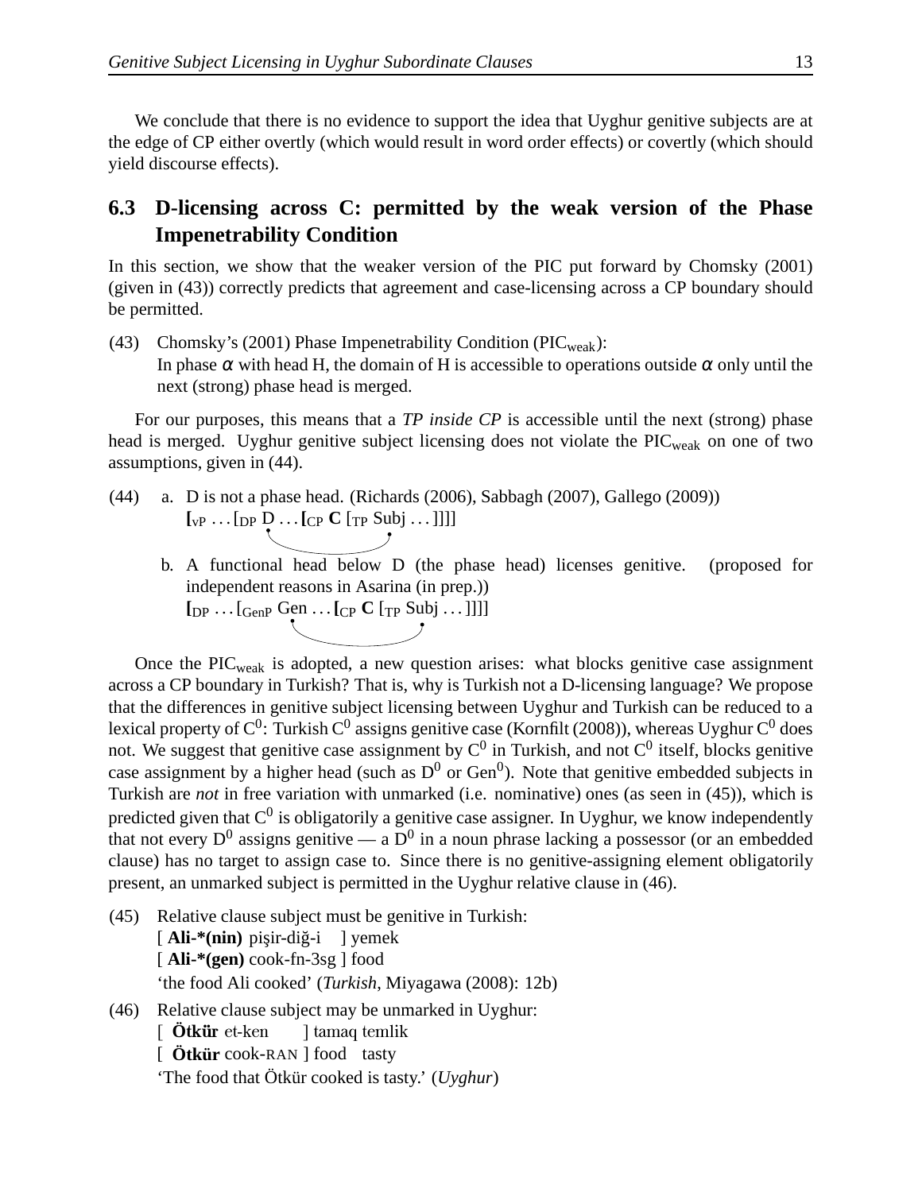We conclude that there is no evidence to support the idea that Uyghur genitive subjects are at the edge of CP either overtly (which would result in word order effects) or covertly (which should yield discourse effects).

## 6.3 D-licensing across C: permitted by the weak version of the Phase Impenetrability Condition

In this section, we show that the weaker version of the PIC put forward by Chomsky (2001) (given in (43)) correctly predicts that agreement and case-licensing across a CP boundary should be permitted.

(43) Chomsky's (2001) Phase Impenetrability Condition ($PIC_{weak}$):
In phase $\alpha$ with head H, the domain of H is accessible to operations outside $\alpha$ only until the next (strong) phase head is merged.

For our purposes, this means that a *TP inside CP* is accessible until the next (strong) phase head is merged. Uyghur genitive subject licensing does not violate the $PIC_{weak}$ on one of two assumptions, given in (44).

(44) a. D is not a phase head. (Richards (2006), Sabbagh (2007), Gallego (2009))
$[_{vP} \ldots [_{DP}$ D $\ldots [_{CP}$ **C** $[_{TP}$ Subj $\ldots$ ]]]]

b. A functional head below D (the phase head) licenses genitive. (proposed for independent reasons in Asarina (in prep.))
$[_{DP} \ldots [_{GenP}$ Gen $\ldots [_{CP}$ **C** $[_{TP}$ Subj $\ldots$ ]]]]

Once the $PIC_{weak}$ is adopted, a new question arises: what blocks genitive case assignment across a CP boundary in Turkish? That is, why is Turkish not a D-licensing language? We propose that the differences in genitive subject licensing between Uyghur and Turkish can be reduced to a lexical property of $C^0$: Turkish $C^0$ assigns genitive case (Kornfilt (2008)), whereas Uyghur $C^0$ does not. We suggest that genitive case assignment by $C^0$ in Turkish, and not $C^0$ itself, blocks genitive case assignment by a higher head (such as $D^0$ or $Gen^0$). Note that genitive embedded subjects in Turkish are *not* in free variation with unmarked (i.e. nominative) ones (as seen in (45)), which is predicted given that $C^0$ is obligatorily a genitive case assigner. In Uyghur, we know independently that not every $D^0$ assigns genitive — a $D^0$ in a noun phrase lacking a possessor (or an embedded clause) has no target to assign case to. Since there is no genitive-assigning element obligatorily present, an unmarked subject is permitted in the Uyghur relative clause in (46).

(45) Relative clause subject must be genitive in Turkish:
[ **Ali-*(nin)** pişir-diğ-i ] yemek
[ **Ali-*(gen)** cook-fn-3sg ] food
'the food Ali cooked' (*Turkish*, Miyagawa (2008): 12b)

(46) Relative clause subject may be unmarked in Uyghur:
[ **Ötkür** et-ken ] tamaq temlik
[ **Ötkür** cook-RAN ] food tasty
'The food that Ötkür cooked is tasty.' (*Uyghur*)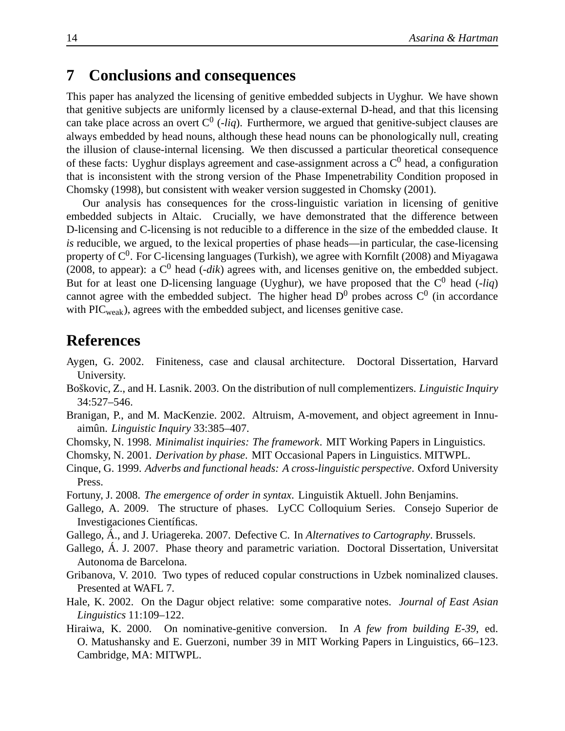## 7 Conclusions and consequences

This paper has analyzed the licensing of genitive embedded subjects in Uyghur. We have shown that genitive subjects are uniformly licensed by a clause-external D-head, and that this licensing can take place across an overt $C^0$ (*-liq*). Furthermore, we argued that genitive-subject clauses are always embedded by head nouns, although these head nouns can be phonologically null, creating the illusion of clause-internal licensing. We then discussed a particular theoretical consequence of these facts: Uyghur displays agreement and case-assignment across a $C^0$ head, a configuration that is inconsistent with the strong version of the Phase Impenetrability Condition proposed in Chomsky (1998), but consistent with weaker version suggested in Chomsky (2001).

Our analysis has consequences for the cross-linguistic variation in licensing of genitive embedded subjects in Altaic. Crucially, we have demonstrated that the difference between D-licensing and C-licensing is not reducible to a difference in the size of the embedded clause. It *is* reducible, we argued, to the lexical properties of phase heads—in particular, the case-licensing property of $C^0$. For C-licensing languages (Turkish), we agree with Kornfilt (2008) and Miyagawa (2008, to appear): a $C^0$ head (*-dik*) agrees with, and licenses genitive on, the embedded subject. But for at least one D-licensing language (Uyghur), we have proposed that the $C^0$ head (*-liq*) cannot agree with the embedded subject. The higher head $D^0$ probes across $C^0$ (in accordance with $\text{PIC}_{\text{weak}}$), agrees with the embedded subject, and licenses genitive case.

## References

Aygen, G. 2002. Finiteness, case and clausal architecture. Doctoral Dissertation, Harvard University.

Boškovic, Z., and H. Lasnik. 2003. On the distribution of null complementizers. *Linguistic Inquiry* 34:527–546.

Branigan, P., and M. MacKenzie. 2002. Altruism, A-movement, and object agreement in Innu-aimûn. *Linguistic Inquiry* 33:385–407.

Chomsky, N. 1998. *Minimalist inquiries: The framework*. MIT Working Papers in Linguistics.

Chomsky, N. 2001. *Derivation by phase*. MIT Occasional Papers in Linguistics. MITWPL.

Cinque, G. 1999. *Adverbs and functional heads: A cross-linguistic perspective*. Oxford University Press.

Fortuny, J. 2008. *The emergence of order in syntax*. Linguistik Aktuell. John Benjamins.

Gallego, A. 2009. The structure of phases. LyCC Colloquium Series. Consejo Superior de Investigaciones Científicas.

Gallego, Á., and J. Uriagereka. 2007. Defective C. In *Alternatives to Cartography*. Brussels.

Gallego, Á. J. 2007. Phase theory and parametric variation. Doctoral Dissertation, Universitat Autonoma de Barcelona.

Gribanova, V. 2010. Two types of reduced copular constructions in Uzbek nominalized clauses. Presented at WAFL 7.

Hale, K. 2002. On the Dagur object relative: some comparative notes. *Journal of East Asian Linguistics* 11:109–122.

Hiraiwa, K. 2000. On nominative-genitive conversion. In *A few from building E-39*, ed. O. Matushansky and E. Guerzoni, number 39 in MIT Working Papers in Linguistics, 66–123. Cambridge, MA: MITWPL.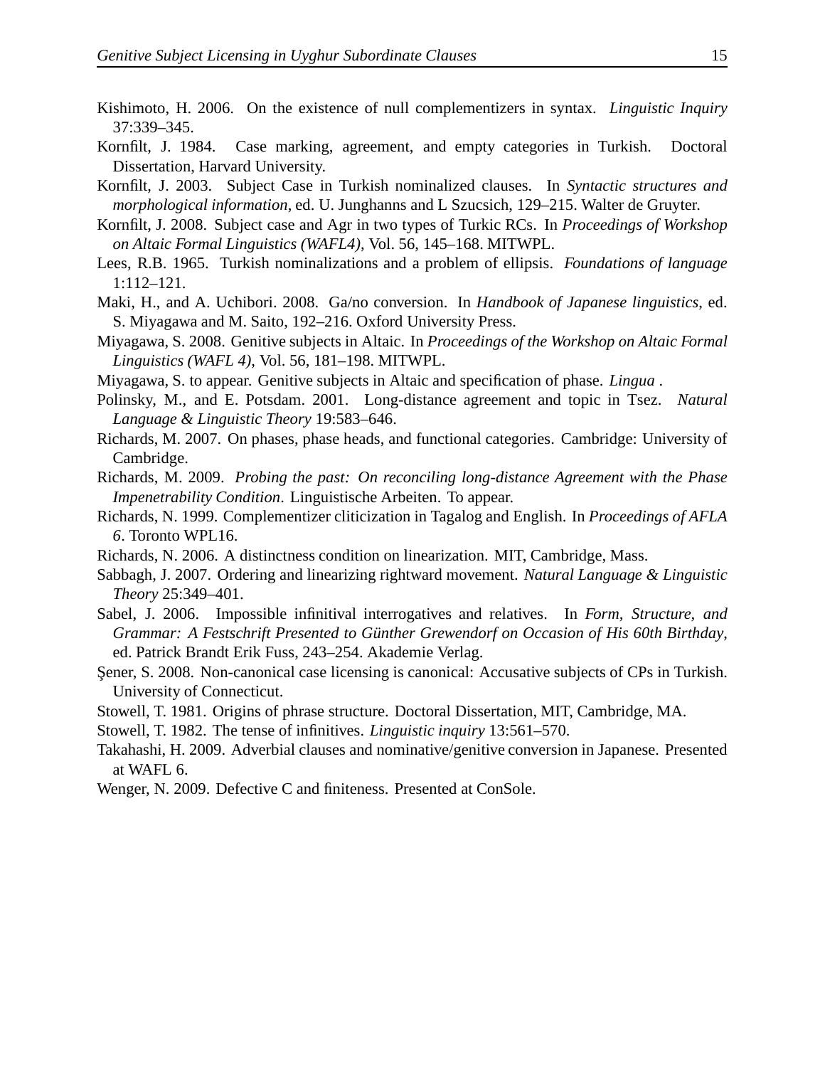Kishimoto, H. 2006. On the existence of null complementizers in syntax. *Linguistic Inquiry* 37:339–345.

Kornfilt, J. 1984. Case marking, agreement, and empty categories in Turkish. Doctoral Dissertation, Harvard University.

Kornfilt, J. 2003. Subject Case in Turkish nominalized clauses. In *Syntactic structures and morphological information*, ed. U. Junghanns and L Szucsich, 129–215. Walter de Gruyter.

Kornfilt, J. 2008. Subject case and Agr in two types of Turkic RCs. In *Proceedings of Workshop on Altaic Formal Linguistics (WAFL4)*, Vol. 56, 145–168. MITWPL.

Lees, R.B. 1965. Turkish nominalizations and a problem of ellipsis. *Foundations of language* 1:112–121.

Maki, H., and A. Uchibori. 2008. Ga/no conversion. In *Handbook of Japanese linguistics*, ed. S. Miyagawa and M. Saito, 192–216. Oxford University Press.

Miyagawa, S. 2008. Genitive subjects in Altaic. In *Proceedings of the Workshop on Altaic Formal Linguistics (WAFL 4)*, Vol. 56, 181–198. MITWPL.

Miyagawa, S. to appear. Genitive subjects in Altaic and specification of phase. *Lingua* .

Polinsky, M., and E. Potsdam. 2001. Long-distance agreement and topic in Tsez. *Natural Language & Linguistic Theory* 19:583–646.

Richards, M. 2007. On phases, phase heads, and functional categories. Cambridge: University of Cambridge.

Richards, M. 2009. *Probing the past: On reconciling long-distance Agreement with the Phase Impenetrability Condition*. Linguistische Arbeiten. To appear.

Richards, N. 1999. Complementizer cliticization in Tagalog and English. In *Proceedings of AFLA 6*. Toronto WPL16.

Richards, N. 2006. A distinctness condition on linearization. MIT, Cambridge, Mass.

Sabbagh, J. 2007. Ordering and linearizing rightward movement. *Natural Language & Linguistic Theory* 25:349–401.

Sabel, J. 2006. Impossible infinitival interrogatives and relatives. In *Form, Structure, and Grammar: A Festschrift Presented to Günther Grewendorf on Occasion of His 60th Birthday*, ed. Patrick Brandt Erik Fuss, 243–254. Akademie Verlag.

Şener, S. 2008. Non-canonical case licensing is canonical: Accusative subjects of CPs in Turkish. University of Connecticut.

Stowell, T. 1981. Origins of phrase structure. Doctoral Dissertation, MIT, Cambridge, MA.

Stowell, T. 1982. The tense of infinitives. *Linguistic inquiry* 13:561–570.

Takahashi, H. 2009. Adverbial clauses and nominative/genitive conversion in Japanese. Presented at WAFL 6.

Wenger, N. 2009. Defective C and finiteness. Presented at ConSole.